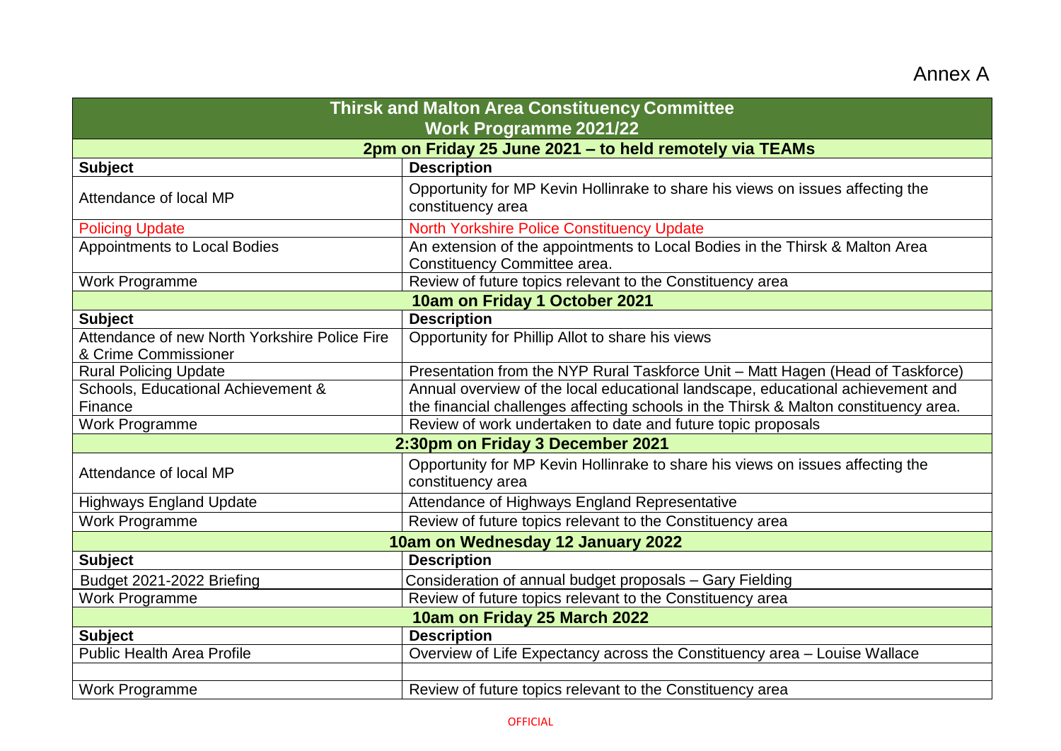Annex A

| Thirsk and Malton Area Constituency Committee<br>Work Programme 2021/22 | |
|---|---|
| **2pm on Friday 25 June 2021 – to held remotely via TEAMs** | |
| **Subject** | **Description** |
| Attendance of local MP | Opportunity for MP Kevin Hollinrake to share his views on issues affecting the constituency area |
| Policing Update | North Yorkshire Police Constituency Update |
| Appointments to Local Bodies | An extension of the appointments to Local Bodies in the Thirsk & Malton Area Constituency Committee area. |
| Work Programme | Review of future topics relevant to the Constituency area |
| **10am on Friday 1 October 2021** | |
| **Subject** | **Description** |
| Attendance of new North Yorkshire Police Fire & Crime Commissioner | Opportunity for Phillip Allot to share his views |
| Rural Policing Update | Presentation from the NYP Rural Taskforce Unit – Matt Hagen (Head of Taskforce) |
| Schools, Educational Achievement & Finance | Annual overview of the local educational landscape, educational achievement and the financial challenges affecting schools in the Thirsk & Malton constituency area. |
| Work Programme | Review of work undertaken to date and future topic proposals |
| **2:30pm on Friday 3 December 2021** | |
| Attendance of local MP | Opportunity for MP Kevin Hollinrake to share his views on issues affecting the constituency area |
| Highways England Update | Attendance of Highways England Representative |
| Work Programme | Review of future topics relevant to the Constituency area |
| **10am on Wednesday 12 January 2022** | |
| **Subject** | **Description** |
| Budget 2021-2022 Briefing | Consideration of annual budget proposals – Gary Fielding |
| Work Programme | Review of future topics relevant to the Constituency area |
| **10am on Friday 25 March 2022** | |
| **Subject** | **Description** |
| Public Health Area Profile | Overview of Life Expectancy across the Constituency area – Louise Wallace |
| | |
| Work Programme | Review of future topics relevant to the Constituency area |

OFFICIAL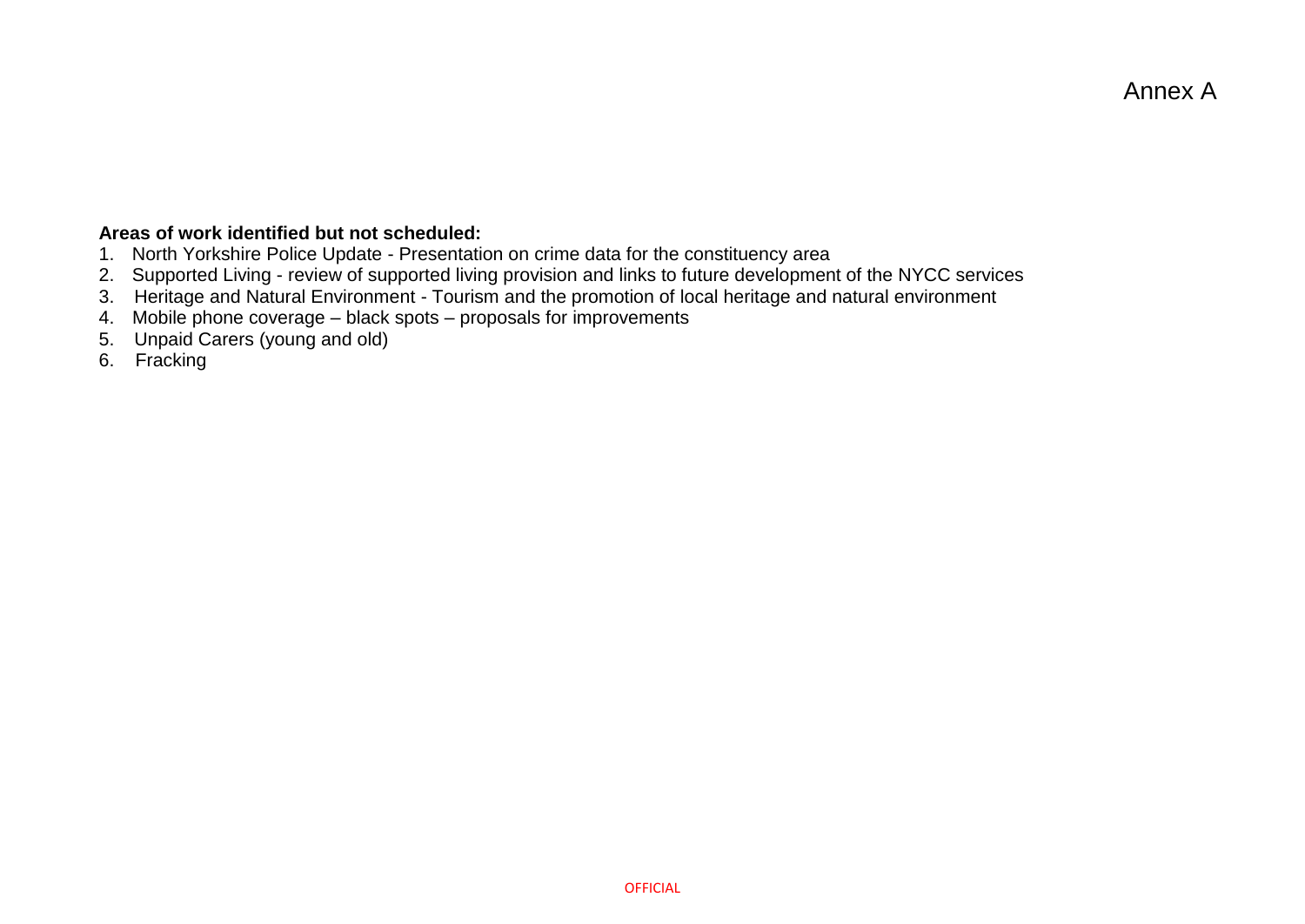Annex A

**Areas of work identified but not scheduled:**

1. North Yorkshire Police Update - Presentation on crime data for the constituency area
2. Supported Living - review of supported living provision and links to future development of the NYCC services
3. Heritage and Natural Environment - Tourism and the promotion of local heritage and natural environment
4. Mobile phone coverage – black spots – proposals for improvements
5. Unpaid Carers (young and old)
6. Fracking